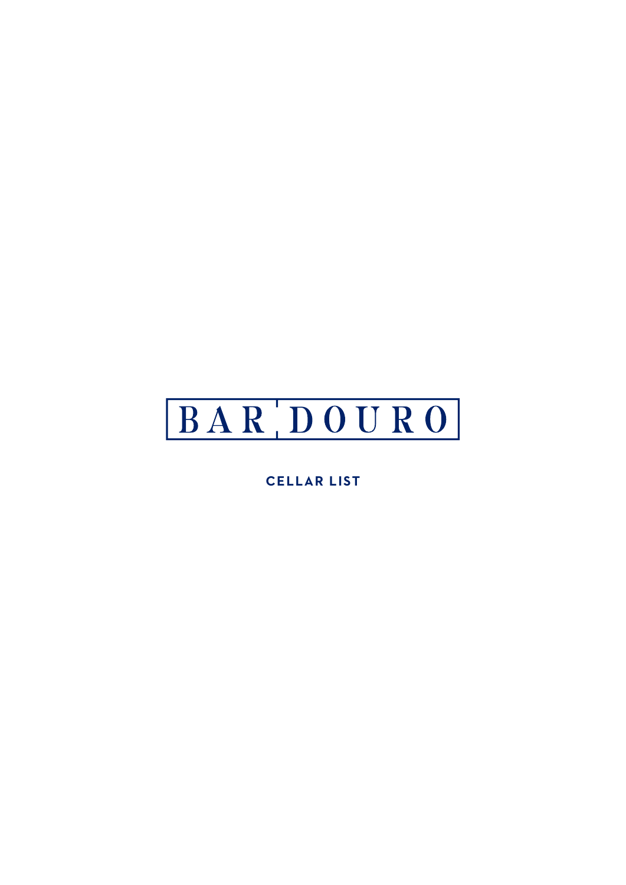# BAR DOURO

## CELLAR LIST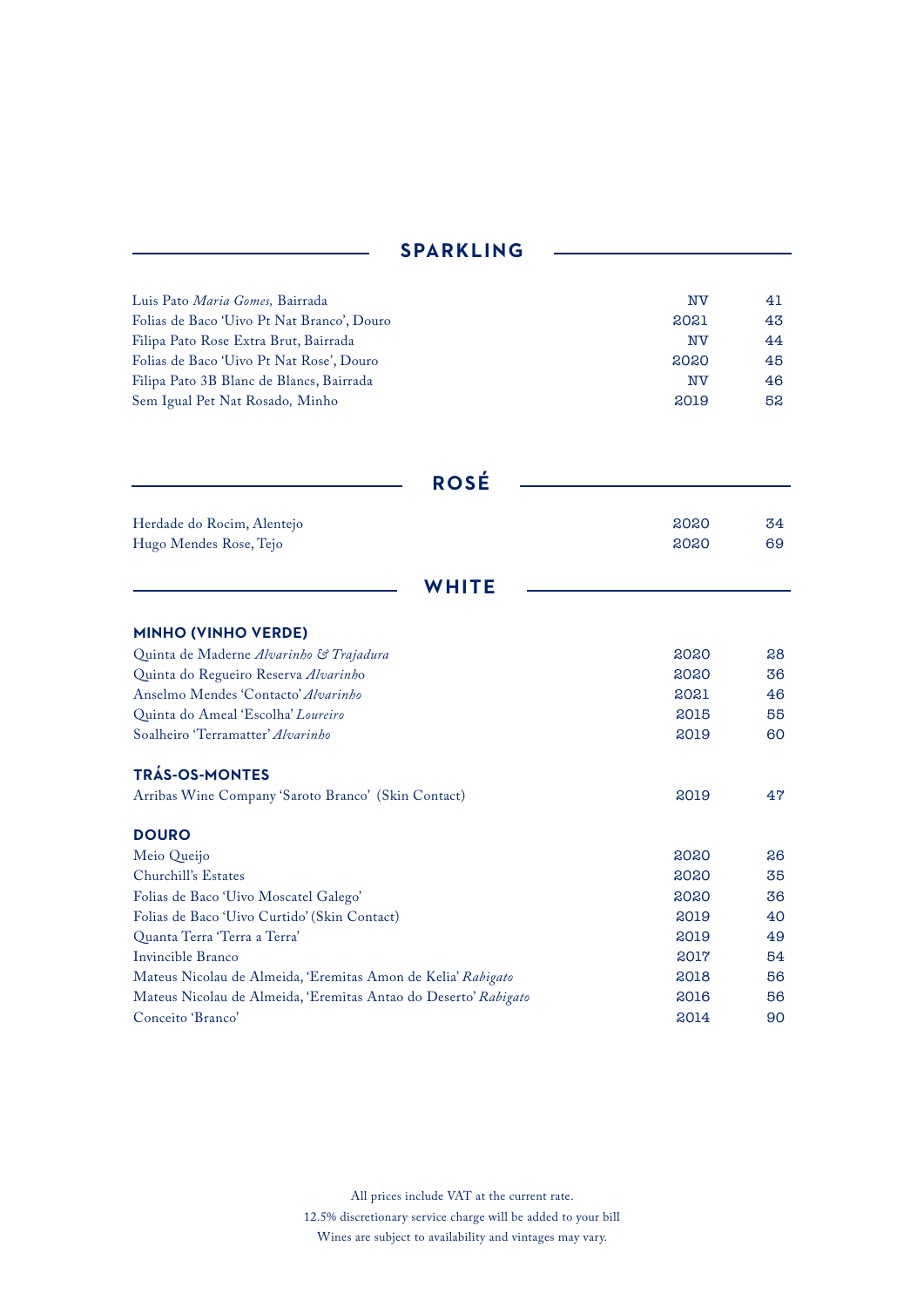## SPARKLING

| | | |
|---|---|---|
| Luis Pato *Maria Gomes,* Bairrada | NV | 41 |
| Folias de Baco 'Uivo Pt Nat Branco', Douro | 2021 | 43 |
| Filipa Pato Rose Extra Brut, Bairrada | NV | 44 |
| Folias de Baco 'Uivo Pt Nat Rose', Douro | 2020 | 45 |
| Filipa Pato 3B Blanc de Blancs, Bairrada | NV | 46 |
| Sem Igual Pet Nat Rosado, Minho | 2019 | 52 |

## ROSÉ

| | | |
|---|---|---|
| Herdade do Rocim, Alentejo | 2020 | 34 |
| Hugo Mendes Rose, Tejo | 2020 | 69 |

## WHITE

### MINHO (VINHO VERDE)

| | | |
|---|---|---|
| Quinta de Maderne *Alvarinho & Trajadura* | 2020 | 28 |
| Quinta do Regueiro Reserva *Alvarinho* | 2020 | 36 |
| Anselmo Mendes 'Contacto' *Alvarinho* | 2021 | 46 |
| Quinta do Ameal 'Escolha' *Loureiro* | 2015 | 55 |
| Soalheiro 'Terramatter' *Alvarinho* | 2019 | 60 |

### TRÁS-OS-MONTES

| | | |
|---|---|---|
| Arribas Wine Company 'Saroto Branco' (Skin Contact) | 2019 | 47 |

### DOURO

| | | |
|---|---|---|
| Meio Queijo | 2020 | 26 |
| Churchill's Estates | 2020 | 35 |
| Folias de Baco 'Uivo Moscatel Galego' | 2020 | 36 |
| Folias de Baco 'Uivo Curtido' (Skin Contact) | 2019 | 40 |
| Quanta Terra 'Terra a Terra' | 2019 | 49 |
| Invincible Branco | 2017 | 54 |
| Mateus Nicolau de Almeida, 'Eremitas Amon de Kelia' *Rabigato* | 2018 | 56 |
| Mateus Nicolau de Almeida, 'Eremitas Antao do Deserto' *Rabigato* | 2016 | 56 |
| Conceito 'Branco' | 2014 | 90 |

All prices include VAT at the current rate.
12.5% discretionary service charge will be added to your bill
Wines are subject to availability and vintages may vary.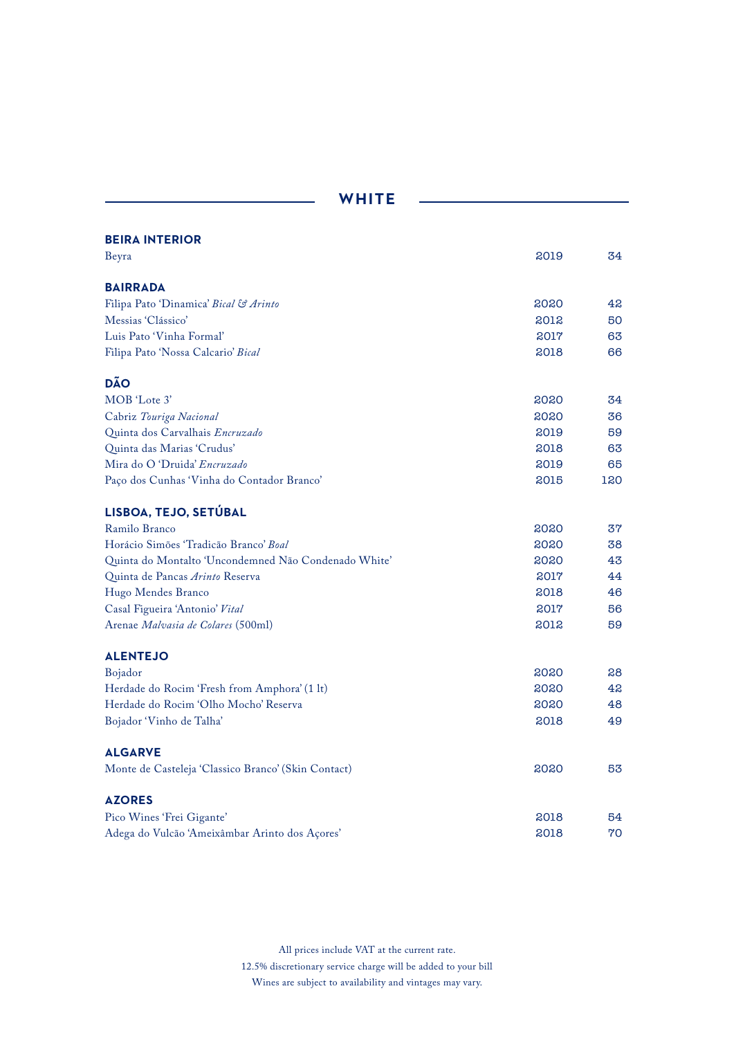# WHITE

## BEIRA INTERIOR

| | | |
|---|---|---|
| Beyra | 2019 | 34 |

## BAIRRADA

| | | |
|---|---|---|
| Filipa Pato 'Dinamica' *Bical & Arinto* | 2020 | 42 |
| Messias 'Clássico' | 2012 | 50 |
| Luis Pato 'Vinha Formal' | 2017 | 63 |
| Filipa Pato 'Nossa Calcario' *Bical* | 2018 | 66 |

## DÃO

| | | |
|---|---|---|
| MOB 'Lote 3' | 2020 | 34 |
| Cabriz *Touriga Nacional* | 2020 | 36 |
| Quinta dos Carvalhais *Encruzado* | 2019 | 59 |
| Quinta das Marias 'Crudus' | 2018 | 63 |
| Mira do O 'Druida' *Encruzado* | 2019 | 65 |
| Paço dos Cunhas 'Vinha do Contador Branco' | 2015 | 120 |

## LISBOA, TEJO, SETÚBAL

| | | |
|---|---|---|
| Ramilo Branco | 2020 | 37 |
| Horácio Simões 'Tradicão Branco' *Boal* | 2020 | 38 |
| Quinta do Montalto 'Uncondemned Não Condenado White' | 2020 | 43 |
| Quinta de Pancas *Arinto* Reserva | 2017 | 44 |
| Hugo Mendes Branco | 2018 | 46 |
| Casal Figueira 'Antonio' *Vital* | 2017 | 56 |
| Arenae *Malvasia de Colares* (500ml) | 2012 | 59 |

## ALENTEJO

| | | |
|---|---|---|
| Bojador | 2020 | 28 |
| Herdade do Rocim 'Fresh from Amphora' (1 lt) | 2020 | 42 |
| Herdade do Rocim 'Olho Mocho' Reserva | 2020 | 48 |
| Bojador 'Vinho de Talha' | 2018 | 49 |

## ALGARVE

| | | |
|---|---|---|
| Monte de Casteleja 'Classico Branco' (Skin Contact) | 2020 | 53 |

## AZORES

| | | |
|---|---|---|
| Pico Wines 'Frei Gigante' | 2018 | 54 |
| Adega do Vulcão 'Ameixâmbar Arinto dos Açores' | 2018 | 70 |

All prices include VAT at the current rate.
12.5% discretionary service charge will be added to your bill
Wines are subject to availability and vintages may vary.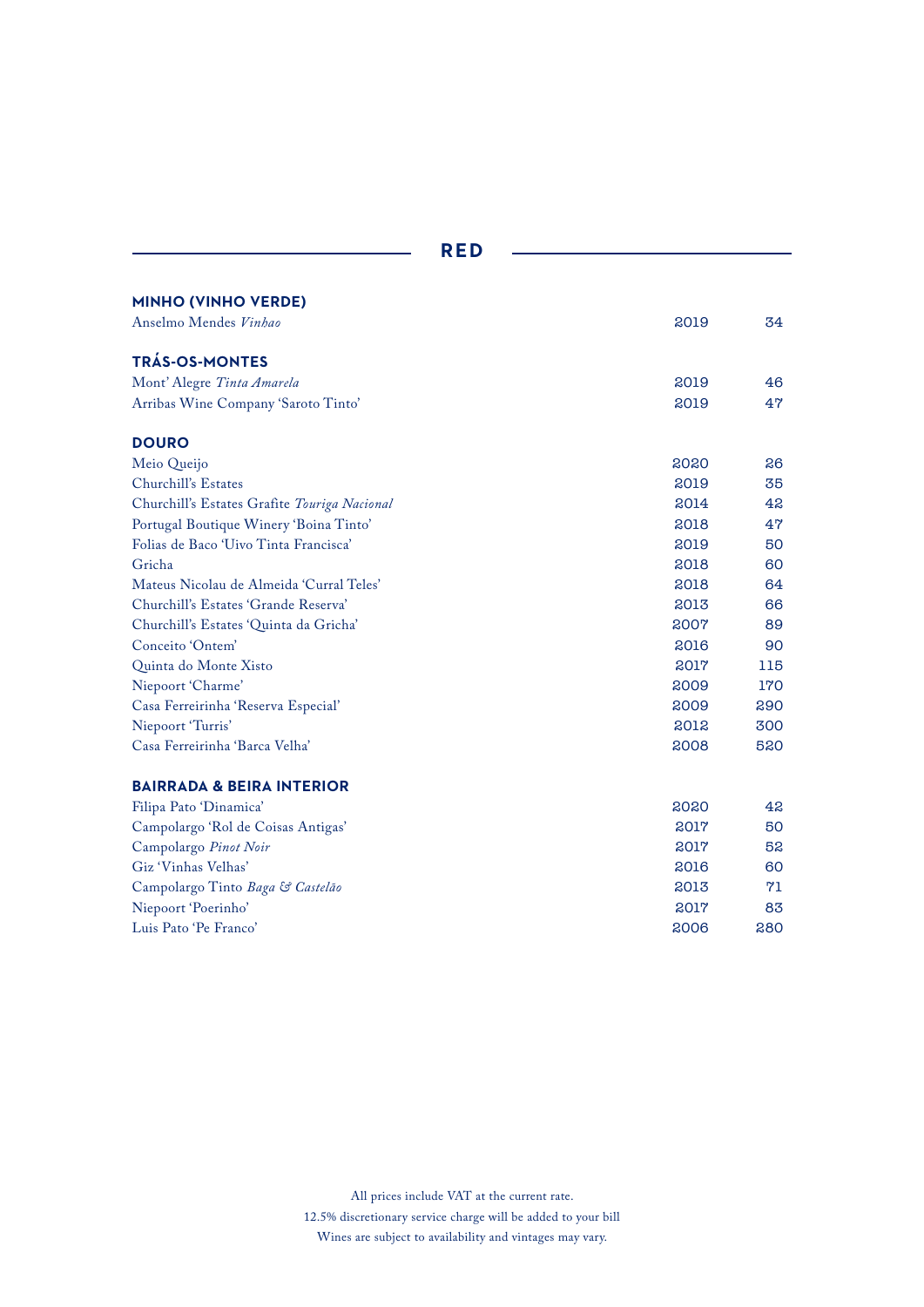# RED

## MINHO (VINHO VERDE)

| | | |
|---|---|---|
| Anselmo Mendes *Vinhao* | 2019 | 34 |

## TRÁS-OS-MONTES

| | | |
|---|---|---|
| Mont' Alegre *Tinta Amarela* | 2019 | 46 |
| Arribas Wine Company 'Saroto Tinto' | 2019 | 47 |

## DOURO

| | | |
|---|---|---|
| Meio Queijo | 2020 | 26 |
| Churchill's Estates | 2019 | 35 |
| Churchill's Estates Grafite *Touriga Nacional* | 2014 | 42 |
| Portugal Boutique Winery 'Boina Tinto' | 2018 | 47 |
| Folias de Baco 'Uivo Tinta Francisca' | 2019 | 50 |
| Gricha | 2018 | 60 |
| Mateus Nicolau de Almeida 'Curral Teles' | 2018 | 64 |
| Churchill's Estates 'Grande Reserva' | 2013 | 66 |
| Churchill's Estates 'Quinta da Gricha' | 2007 | 89 |
| Conceito 'Ontem' | 2016 | 90 |
| Quinta do Monte Xisto | 2017 | 115 |
| Niepoort 'Charme' | 2009 | 170 |
| Casa Ferreirinha 'Reserva Especial' | 2009 | 290 |
| Niepoort 'Turris' | 2012 | 300 |
| Casa Ferreirinha 'Barca Velha' | 2008 | 520 |

## BAIRRADA & BEIRA INTERIOR

| | | |
|---|---|---|
| Filipa Pato 'Dinamica' | 2020 | 42 |
| Campolargo 'Rol de Coisas Antigas' | 2017 | 50 |
| Campolargo *Pinot Noir* | 2017 | 52 |
| Giz 'Vinhas Velhas' | 2016 | 60 |
| Campolargo Tinto *Baga & Castelão* | 2013 | 71 |
| Niepoort 'Poerinho' | 2017 | 83 |
| Luis Pato 'Pe Franco' | 2006 | 280 |

All prices include VAT at the current rate.
12.5% discretionary service charge will be added to your bill
Wines are subject to availability and vintages may vary.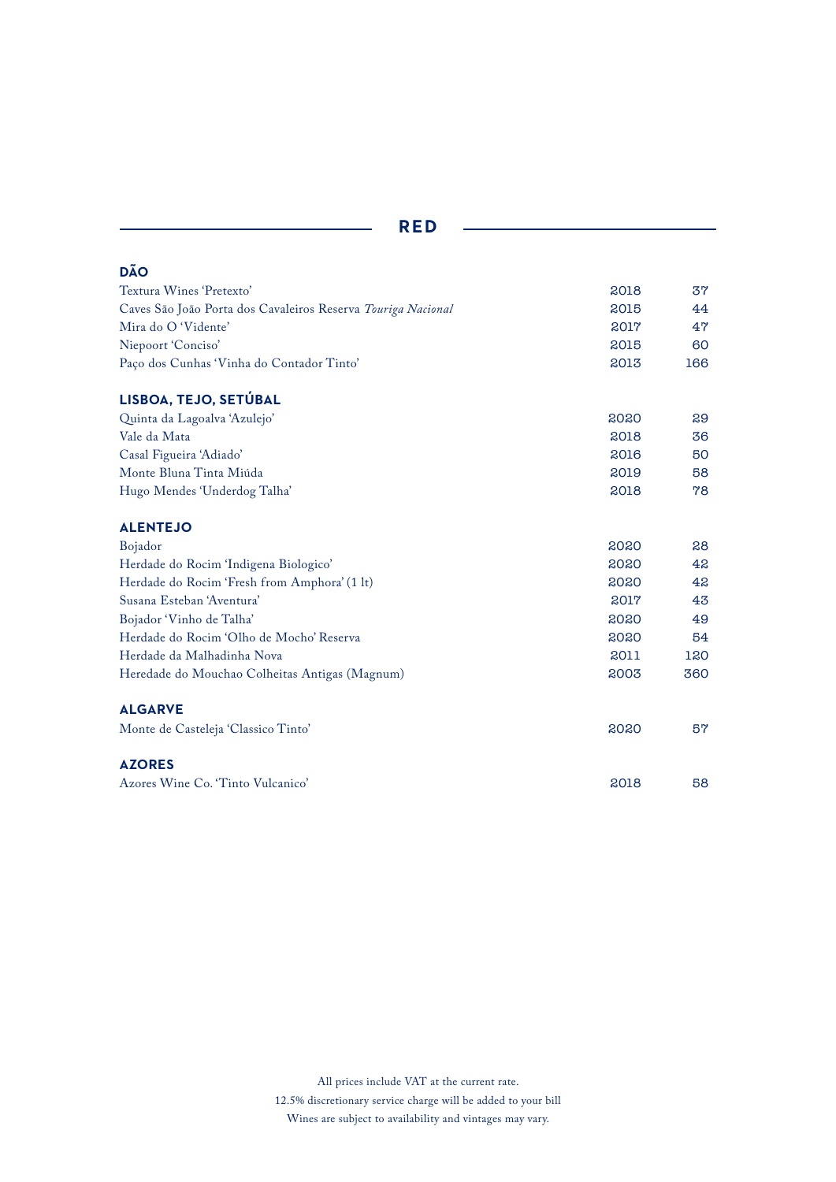# RED

## DÃO

| Wine | Vintage | Price |
|---|---|---|
| Textura Wines 'Pretexto' | 2018 | 37 |
| Caves São João Porta dos Cavaleiros Reserva *Touriga Nacional* | 2015 | 44 |
| Mira do O 'Vidente' | 2017 | 47 |
| Niepoort 'Conciso' | 2015 | 60 |
| Paço dos Cunhas 'Vinha do Contador Tinto' | 2013 | 166 |

## LISBOA, TEJO, SETÚBAL

| Wine | Vintage | Price |
|---|---|---|
| Quinta da Lagoalva 'Azulejo' | 2020 | 29 |
| Vale da Mata | 2018 | 36 |
| Casal Figueira 'Adiado' | 2016 | 50 |
| Monte Bluna Tinta Miúda | 2019 | 58 |
| Hugo Mendes 'Underdog Talha' | 2018 | 78 |

## ALENTEJO

| Wine | Vintage | Price |
|---|---|---|
| Bojador | 2020 | 28 |
| Herdade do Rocim 'Indigena Biologico' | 2020 | 42 |
| Herdade do Rocim 'Fresh from Amphora' (1 lt) | 2020 | 42 |
| Susana Esteban 'Aventura' | 2017 | 43 |
| Bojador 'Vinho de Talha' | 2020 | 49 |
| Herdade do Rocim 'Olho de Mocho' Reserva | 2020 | 54 |
| Herdade da Malhadinha Nova | 2011 | 120 |
| Heredade do Mouchao Colheitas Antigas (Magnum) | 2003 | 360 |

## ALGARVE

| Wine | Vintage | Price |
|---|---|---|
| Monte de Casteleja 'Classico Tinto' | 2020 | 57 |

## AZORES

| Wine | Vintage | Price |
|---|---|---|
| Azores Wine Co. 'Tinto Vulcanico' | 2018 | 58 |

All prices include VAT at the current rate.
12.5% discretionary service charge will be added to your bill
Wines are subject to availability and vintages may vary.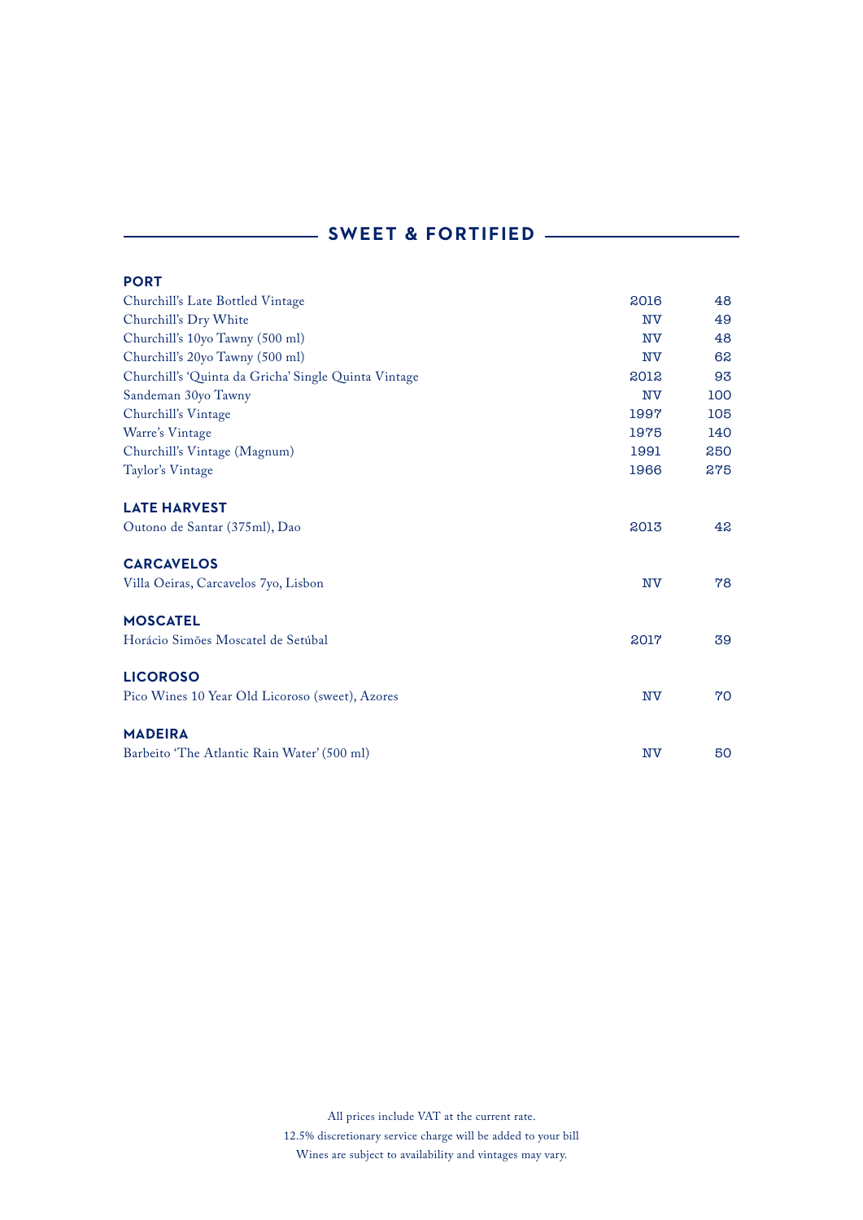## SWEET & FORTIFIED

### PORT

| | | |
|---|---|---|
| Churchill's Late Bottled Vintage | 2016 | 48 |
| Churchill's Dry White | NV | 49 |
| Churchill's 10yo Tawny (500 ml) | NV | 48 |
| Churchill's 20yo Tawny (500 ml) | NV | 62 |
| Churchill's 'Quinta da Gricha' Single Quinta Vintage | 2012 | 93 |
| Sandeman 30yo Tawny | NV | 100 |
| Churchill's Vintage | 1997 | 105 |
| Warre's Vintage | 1975 | 140 |
| Churchill's Vintage (Magnum) | 1991 | 250 |
| Taylor's Vintage | 1966 | 275 |

### LATE HARVEST

| | | |
|---|---|---|
| Outono de Santar (375ml), Dao | 2013 | 42 |

### CARCAVELOS

| | | |
|---|---|---|
| Villa Oeiras, Carcavelos 7yo, Lisbon | NV | 78 |

### MOSCATEL

| | | |
|---|---|---|
| Horácio Simões Moscatel de Setúbal | 2017 | 39 |

### LICOROSO

| | | |
|---|---|---|
| Pico Wines 10 Year Old Licoroso (sweet), Azores | NV | 70 |

### MADEIRA

| | | |
|---|---|---|
| Barbeito 'The Atlantic Rain Water' (500 ml) | NV | 50 |

All prices include VAT at the current rate.
12.5% discretionary service charge will be added to your bill
Wines are subject to availability and vintages may vary.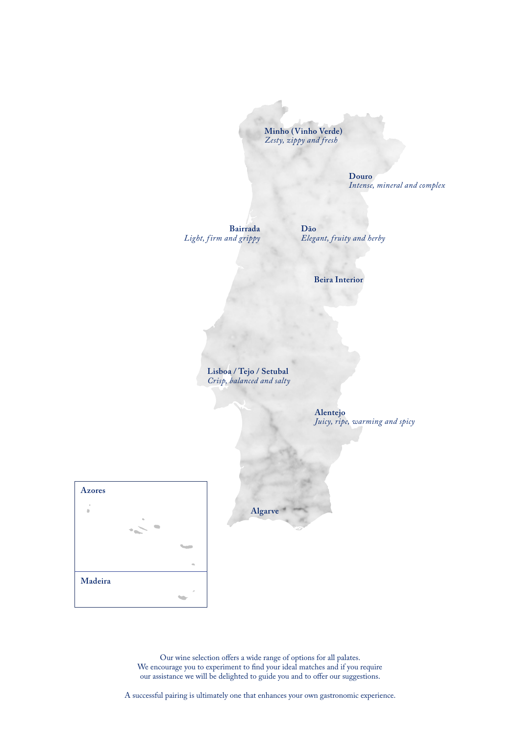**Minho (Vinho Verde)**
*Zesty, zippy and fresh*

**Douro**
*Intense, mineral and complex*

**Bairrada**
*Light, firm and grippy*

**Dão**
*Elegant, fruity and herby*

**Beira Interior**

**Lisboa / Tejo / Setubal**
*Crisp, balanced and salty*

**Alentejo**
*Juicy, ripe, warming and spicy*

**Algarve**

**Azores**

**Madeira**

Our wine selection offers a wide range of options for all palates.
We encourage you to experiment to find your ideal matches and if you require our assistance we will be delighted to guide you and to offer our suggestions.

A successful pairing is ultimately one that enhances your own gastronomic experience.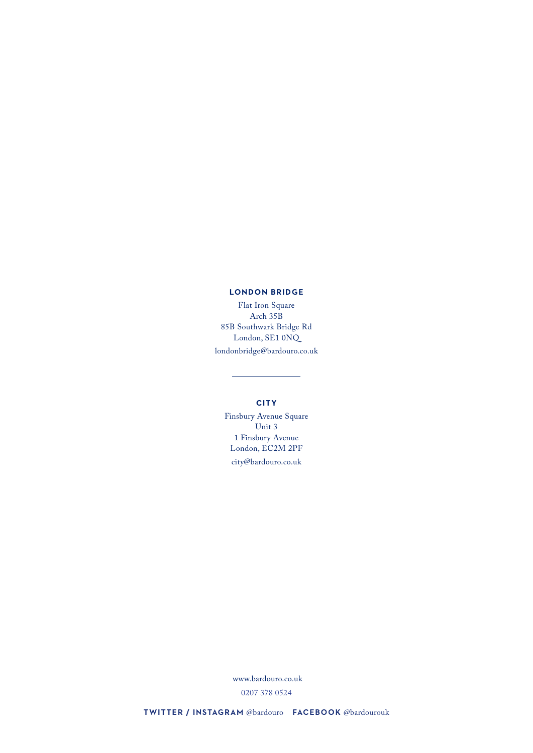**LONDON BRIDGE**

Flat Iron Square
Arch 35B
85B Southwark Bridge Rd
London, SE1 0NQ

londonbridge@bardouro.co.uk

---

**CITY**

Finsbury Avenue Square
Unit 3
1 Finsbury Avenue
London, EC2M 2PF

city@bardouro.co.uk

www.bardouro.co.uk

0207 378 0524

**TWITTER / INSTAGRAM** @bardouro **FACEBOOK** @bardourouk